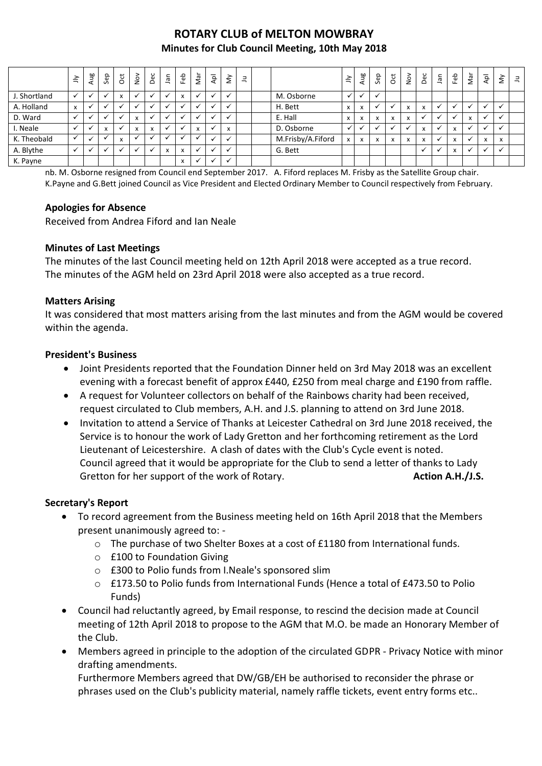# ROTARY CLUB of MELTON MOWBRAY

## Minutes for Club Council Meeting, 10th May 2018

| | Jly | Aug | Sep | Oct | Nov | Dec | Jan | Feb | Mar | Apl | My | Ju | | | Jly | Aug | Sep | Oct | Nov | Dec | Jan | Feb | Mar | Apl | My | Ju |
|---|---|---|---|---|---|---|---|---|---|---|---|---|---|---|---|---|---|---|---|---|---|---|---|---|---|---|
| J. Shortland | ✓ | ✓ | ✓ | x | ✓ | ✓ | ✓ | x | ✓ | ✓ | ✓ | | | M. Osborne | ✓ | ✓ | ✓ | | | | | | | | | |
| A. Holland | x | ✓ | ✓ | ✓ | ✓ | ✓ | ✓ | ✓ | ✓ | ✓ | ✓ | | | H. Bett | x | x | ✓ | ✓ | x | x | ✓ | ✓ | ✓ | ✓ | ✓ | |
| D. Ward | ✓ | ✓ | ✓ | ✓ | x | ✓ | ✓ | ✓ | ✓ | ✓ | ✓ | | | E. Hall | x | x | x | x | x | ✓ | ✓ | ✓ | x | ✓ | ✓ | |
| I. Neale | ✓ | ✓ | x | ✓ | x | x | ✓ | ✓ | x | ✓ | x | | | D. Osborne | ✓ | ✓ | ✓ | ✓ | ✓ | x | ✓ | x | ✓ | ✓ | ✓ | |
| K. Theobald | ✓ | ✓ | ✓ | x | ✓ | ✓ | ✓ | ✓ | ✓ | ✓ | ✓ | | | M.Frisby/A.Fiford | x | x | x | x | x | x | ✓ | x | ✓ | x | x | |
| A. Blythe | ✓ | ✓ | ✓ | ✓ | ✓ | ✓ | x | x | ✓ | ✓ | ✓ | | | G. Bett | | | | | | ✓ | ✓ | x | ✓ | ✓ | ✓ | |
| K. Payne | | | | | | | | x | ✓ | ✓ | ✓ | | | | | | | | | | | | | | | |

nb. M. Osborne resigned from Council end September 2017. A. Fiford replaces M. Frisby as the Satellite Group chair. K.Payne and G.Bett joined Council as Vice President and Elected Ordinary Member to Council respectively from February.

### Apologies for Absence

Received from Andrea Fiford and Ian Neale

### Minutes of Last Meetings

The minutes of the last Council meeting held on 12th April 2018 were accepted as a true record.
The minutes of the AGM held on 23rd April 2018 were also accepted as a true record.

### Matters Arising

It was considered that most matters arising from the last minutes and from the AGM would be covered within the agenda.

### President's Business

- Joint Presidents reported that the Foundation Dinner held on 3rd May 2018 was an excellent evening with a forecast benefit of approx £440, £250 from meal charge and £190 from raffle.
- A request for Volunteer collectors on behalf of the Rainbows charity had been received, request circulated to Club members, A.H. and J.S. planning to attend on 3rd June 2018.
- Invitation to attend a Service of Thanks at Leicester Cathedral on 3rd June 2018 received, the Service is to honour the work of Lady Gretton and her forthcoming retirement as the Lord Lieutenant of Leicestershire. A clash of dates with the Club's Cycle event is noted. Council agreed that it would be appropriate for the Club to send a letter of thanks to Lady Gretton for her support of the work of Rotary. **Action A.H./J.S.**

### Secretary's Report

- To record agreement from the Business meeting held on 16th April 2018 that the Members present unanimously agreed to: -
  - The purchase of two Shelter Boxes at a cost of £1180 from International funds.
  - £100 to Foundation Giving
  - £300 to Polio funds from I.Neale's sponsored slim
  - £173.50 to Polio funds from International Funds (Hence a total of £473.50 to Polio Funds)
- Council had reluctantly agreed, by Email response, to rescind the decision made at Council meeting of 12th April 2018 to propose to the AGM that M.O. be made an Honorary Member of the Club.
- Members agreed in principle to the adoption of the circulated GDPR - Privacy Notice with minor drafting amendments.
  Furthermore Members agreed that DW/GB/EH be authorised to reconsider the phrase or phrases used on the Club's publicity material, namely raffle tickets, event entry forms etc..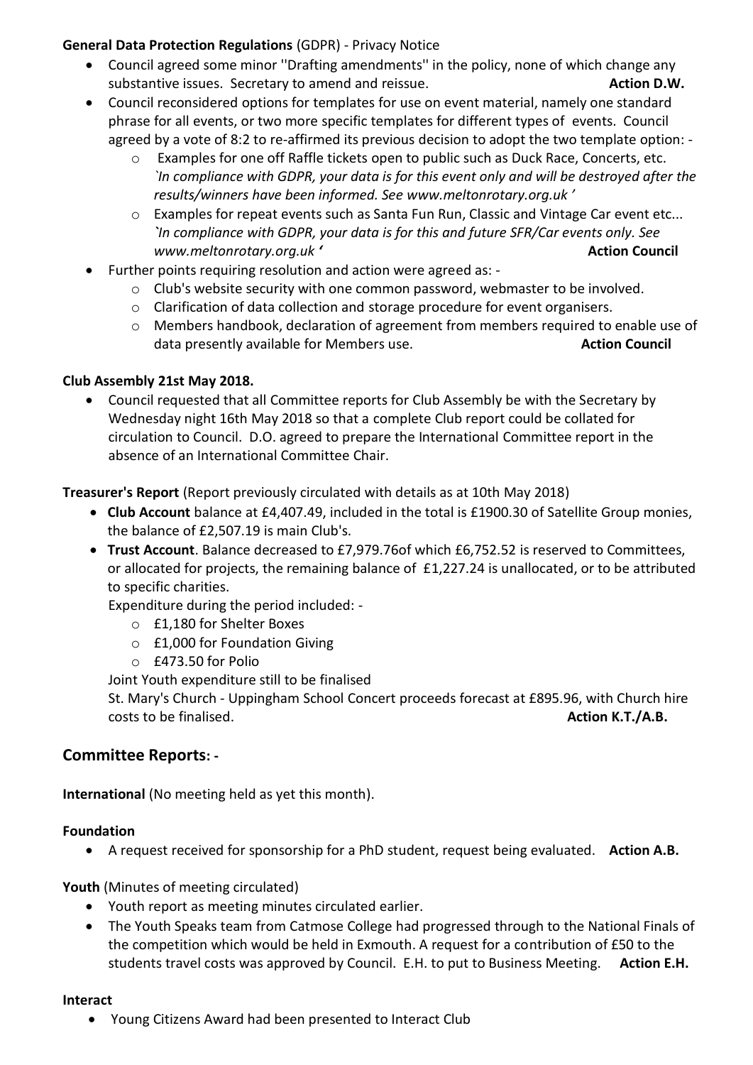**General Data Protection Regulations** (GDPR) - Privacy Notice

- Council agreed some minor ''Drafting amendments'' in the policy, none of which change any substantive issues. Secretary to amend and reissue. **Action D.W.**
- Council reconsidered options for templates for use on event material, namely one standard phrase for all events, or two more specific templates for different types of events. Council agreed by a vote of 8:2 to re-affirmed its previous decision to adopt the two template option: -
  - Examples for one off Raffle tickets open to public such as Duck Race, Concerts, etc. *`In compliance with GDPR, your data is for this event only and will be destroyed after the results/winners have been informed. See www.meltonrotary.org.uk '*
  - Examples for repeat events such as Santa Fun Run, Classic and Vintage Car event etc... *`In compliance with GDPR, your data is for this and future SFR/Car events only. See www.meltonrotary.org.uk '* **Action Council**
- Further points requiring resolution and action were agreed as: -
  - Club's website security with one common password, webmaster to be involved.
  - Clarification of data collection and storage procedure for event organisers.
  - Members handbook, declaration of agreement from members required to enable use of data presently available for Members use. **Action Council**

**Club Assembly 21st May 2018.**

- Council requested that all Committee reports for Club Assembly be with the Secretary by Wednesday night 16th May 2018 so that a complete Club report could be collated for circulation to Council. D.O. agreed to prepare the International Committee report in the absence of an International Committee Chair.

**Treasurer's Report** (Report previously circulated with details as at 10th May 2018)

- **Club Account** balance at £4,407.49, included in the total is £1900.30 of Satellite Group monies, the balance of £2,507.19 is main Club's.
- **Trust Account**. Balance decreased to £7,979.76of which £6,752.52 is reserved to Committees, or allocated for projects, the remaining balance of £1,227.24 is unallocated, or to be attributed to specific charities.

  Expenditure during the period included: -
  - £1,180 for Shelter Boxes
  - £1,000 for Foundation Giving
  - £473.50 for Polio

  Joint Youth expenditure still to be finalised

  St. Mary's Church - Uppingham School Concert proceeds forecast at £895.96, with Church hire costs to be finalised. **Action K.T./A.B.**

## Committee Reports: -

**International** (No meeting held as yet this month).

**Foundation**

- A request received for sponsorship for a PhD student, request being evaluated. **Action A.B.**

**Youth** (Minutes of meeting circulated)

- Youth report as meeting minutes circulated earlier.
- The Youth Speaks team from Catmose College had progressed through to the National Finals of the competition which would be held in Exmouth. A request for a contribution of £50 to the students travel costs was approved by Council. E.H. to put to Business Meeting. **Action E.H.**

**Interact**

- Young Citizens Award had been presented to Interact Club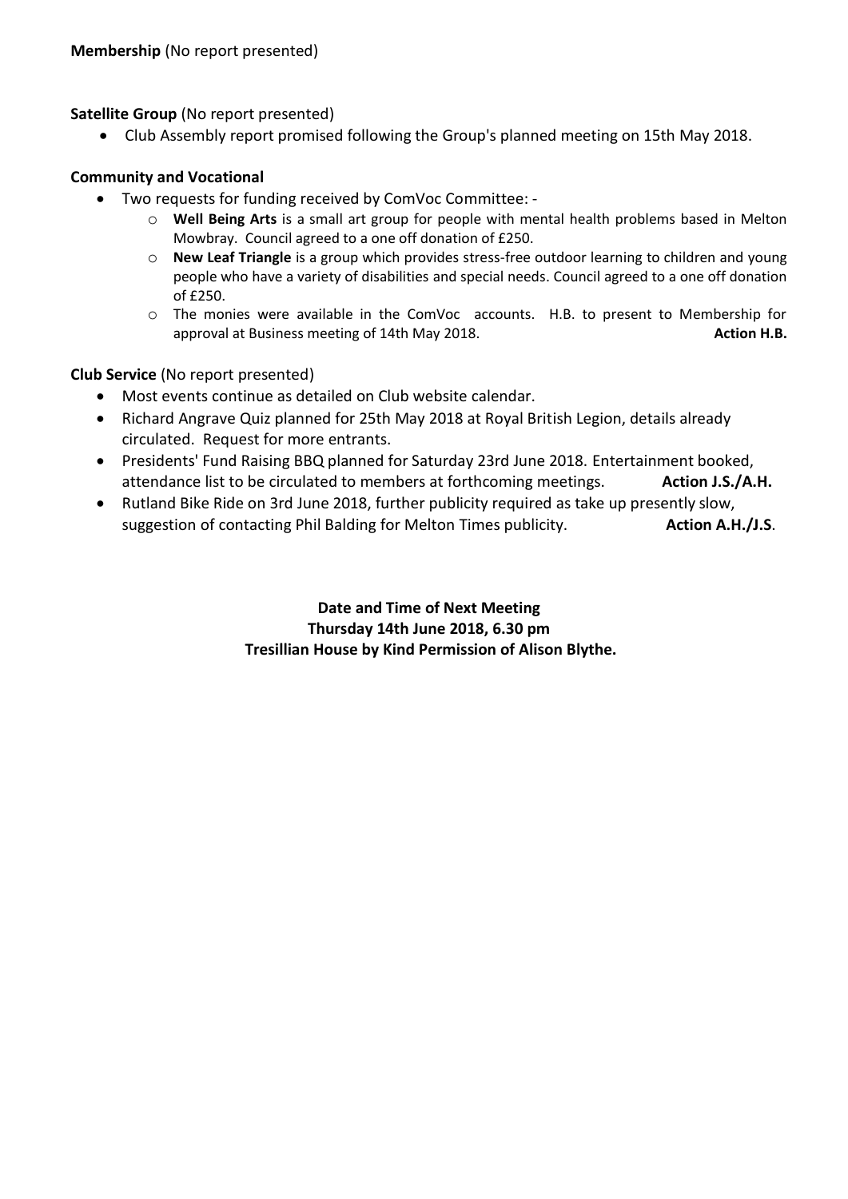**Membership** (No report presented)

**Satellite Group** (No report presented)

- Club Assembly report promised following the Group's planned meeting on 15th May 2018.

**Community and Vocational**

- Two requests for funding received by ComVoc Committee: -
    - **Well Being Arts** is a small art group for people with mental health problems based in Melton Mowbray. Council agreed to a one off donation of £250.
    - **New Leaf Triangle** is a group which provides stress-free outdoor learning to children and young people who have a variety of disabilities and special needs. Council agreed to a one off donation of £250.
    - The monies were available in the ComVoc accounts. H.B. to present to Membership for approval at Business meeting of 14th May 2018. **Action H.B.**

**Club Service** (No report presented)

- Most events continue as detailed on Club website calendar.
- Richard Angrave Quiz planned for 25th May 2018 at Royal British Legion, details already circulated. Request for more entrants.
- Presidents' Fund Raising BBQ planned for Saturday 23rd June 2018. Entertainment booked, attendance list to be circulated to members at forthcoming meetings. **Action J.S./A.H.**
- Rutland Bike Ride on 3rd June 2018, further publicity required as take up presently slow, suggestion of contacting Phil Balding for Melton Times publicity. **Action A.H./J.S**.

**Date and Time of Next Meeting**
**Thursday 14th June 2018, 6.30 pm**
**Tresillian House by Kind Permission of Alison Blythe.**